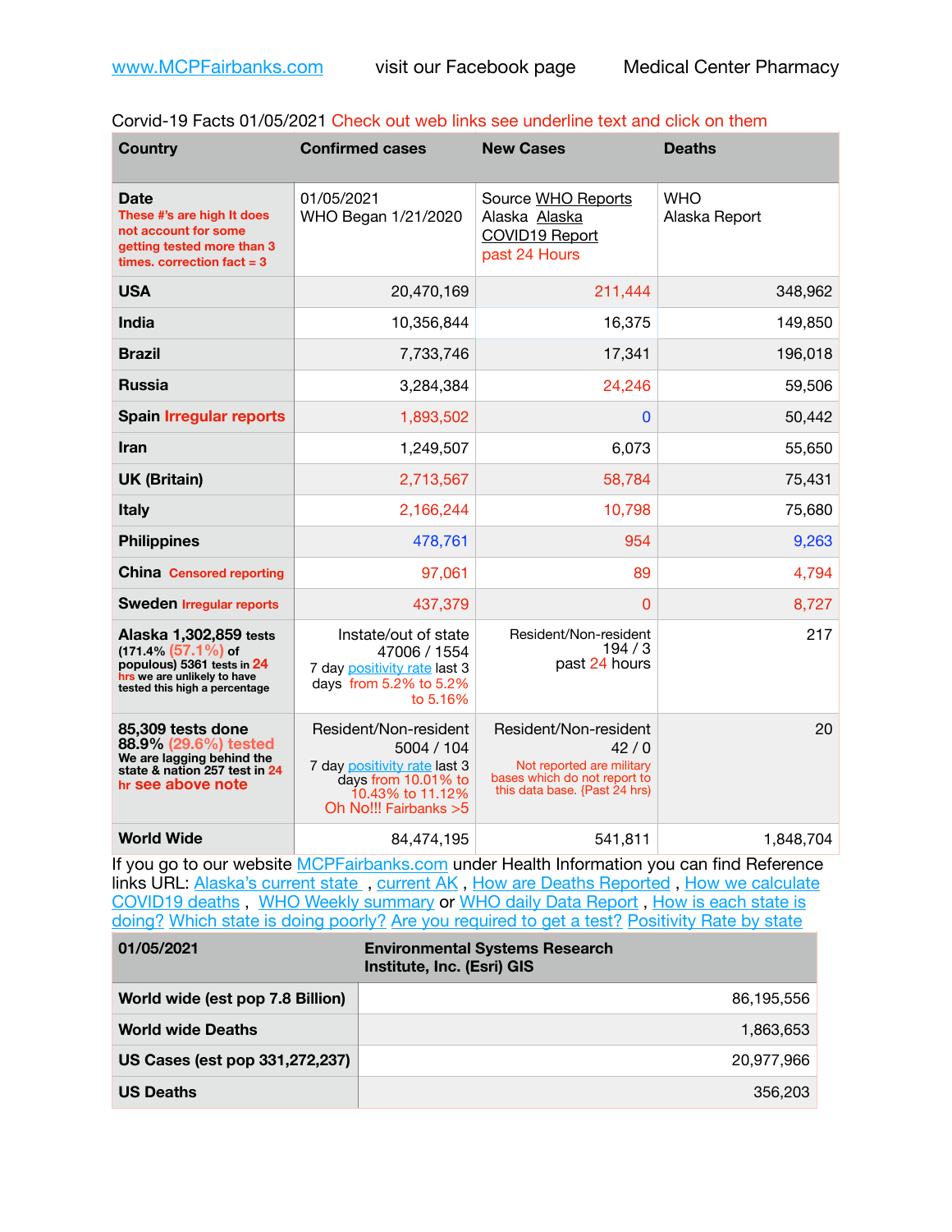www.MCPFairbanks.com visit our Facebook page Medical Center Pharmacy

Corvid-19 Facts 01/05/2021 Check out web links see underline text and click on them

| Country | Confirmed cases | New Cases | Deaths |
|---|---|---|---|
| **Date** These #'s are high It does not account for some getting tested more than 3 times. correction fact = 3 | 01/05/2021 WHO Began 1/21/2020 | Source WHO Reports Alaska Alaska COVID19 Report past 24 Hours | WHO Alaska Report |
| **USA** | 20,470,169 | 211,444 | 348,962 |
| **India** | 10,356,844 | 16,375 | 149,850 |
| **Brazil** | 7,733,746 | 17,341 | 196,018 |
| **Russia** | 3,284,384 | 24,246 | 59,506 |
| **Spain** Irregular reports | 1,893,502 | 0 | 50,442 |
| **Iran** | 1,249,507 | 6,073 | 55,650 |
| **UK (Britain)** | 2,713,567 | 58,784 | 75,431 |
| **Italy** | 2,166,244 | 10,798 | 75,680 |
| **Philippines** | 478,761 | 954 | 9,263 |
| **China** Censored reporting | 97,061 | 89 | 4,794 |
| **Sweden** Irregular reports | 437,379 | 0 | 8,727 |
| **Alaska 1,302,859** tests (171.4% (57.1%) of populous) 5361 tests in 24 hrs we are unlikely to have tested this high a percentage | Instate/out of state 47006 / 1554 7 day positivity rate last 3 days from 5.2% to 5.2% to 5.16% | Resident/Non-resident 194 / 3 past 24 hours | 217 |
| **85,309 tests done 88.9% (29.6%) tested** We are lagging behind the state & nation 257 test in 24 hr see above note | Resident/Non-resident 5004 / 104 7 day positivity rate last 3 days from 10.01% to 10.43% to 11.12% Oh No!!! Fairbanks >5 | Resident/Non-resident 42 / 0 Not reported are military bases which do not report to this data base. {Past 24 hrs) | 20 |
| **World Wide** | 84,474,195 | 541,811 | 1,848,704 |

If you go to our website MCPFairbanks.com under Health Information you can find Reference links URL: Alaska's current state , current AK , How are Deaths Reported , How we calculate COVID19 deaths , WHO Weekly summary or WHO daily Data Report , How is each state is doing? Which state is doing poorly? Are you required to get a test? Positivity Rate by state

| 01/05/2021 | Environmental Systems Research Institute, Inc. (Esri) GIS |
|---|---|
| **World wide (est pop 7.8 Billion)** | 86,195,556 |
| **World wide Deaths** | 1,863,653 |
| **US Cases (est pop 331,272,237)** | 20,977,966 |
| **US Deaths** | 356,203 |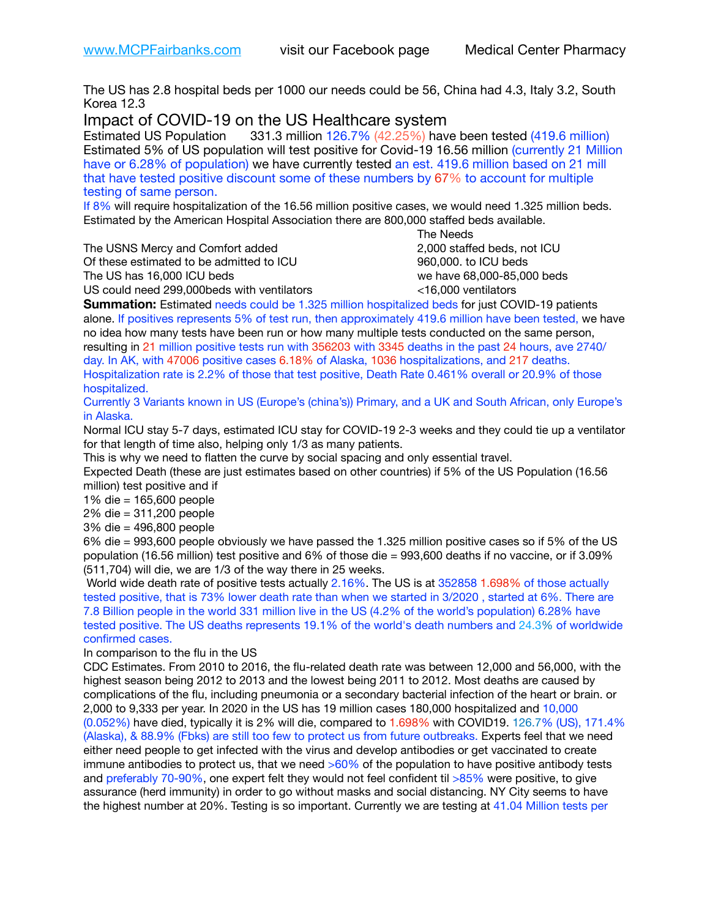www.MCPFairbanks.com visit our Facebook page Medical Center Pharmacy

The US has 2.8 hospital beds per 1000 our needs could be 56, China had 4.3, Italy 3.2, South Korea 12.3

## Impact of COVID-19 on the US Healthcare system

Estimated US Population 331.3 million 126.7% (42.25%) have been tested (419.6 million) Estimated 5% of US population will test positive for Covid-19 16.56 million (currently 21 Million have or 6.28% of population) we have currently tested an est. 419.6 million based on 21 mill that have tested positive discount some of these numbers by 67% to account for multiple testing of same person.

If 8% will require hospitalization of the 16.56 million positive cases, we would need 1.325 million beds. Estimated by the American Hospital Association there are 800,000 staffed beds available.

| | The Needs |
|---|---|
| The USNS Mercy and Comfort added | 2,000 staffed beds, not ICU |
| Of these estimated to be admitted to ICU | 960,000. to ICU beds |
| The US has 16,000 ICU beds | we have 68,000-85,000 beds |
| US could need 299,000beds with ventilators | <16,000 ventilators |

**Summation:** Estimated needs could be 1.325 million hospitalized beds for just COVID-19 patients alone. If positives represents 5% of test run, then approximately 419.6 million have been tested, we have no idea how many tests have been run or how many multiple tests conducted on the same person, resulting in 21 million positive tests run with 356203 with 3345 deaths in the past 24 hours, ave 2740/day. In AK, with 47006 positive cases 6.18% of Alaska, 1036 hospitalizations, and 217 deaths. Hospitalization rate is 2.2% of those that test positive, Death Rate 0.461% overall or 20.9% of those hospitalized.

Currently 3 Variants known in US (Europe's (china's)) Primary, and a UK and South African, only Europe's in Alaska.

Normal ICU stay 5-7 days, estimated ICU stay for COVID-19 2-3 weeks and they could tie up a ventilator for that length of time also, helping only 1/3 as many patients.

This is why we need to flatten the curve by social spacing and only essential travel.

Expected Death (these are just estimates based on other countries) if 5% of the US Population (16.56 million) test positive and if

1% die = 165,600 people
2% die = 311,200 people
3% die = 496,800 people
6% die = 993,600 people obviously we have passed the 1.325 million positive cases so if 5% of the US population (16.56 million) test positive and 6% of those die = 993,600 deaths if no vaccine, or if 3.09% (511,704) will die, we are 1/3 of the way there in 25 weeks.

World wide death rate of positive tests actually 2.16%. The US is at 352858 1.698% of those actually tested positive, that is 73% lower death rate than when we started in 3/2020 , started at 6%. There are 7.8 Billion people in the world 331 million live in the US (4.2% of the world's population) 6.28% have tested positive. The US deaths represents 19.1% of the world's death numbers and 24.3% of worldwide confirmed cases.

In comparison to the flu in the US

CDC Estimates. From 2010 to 2016, the flu-related death rate was between 12,000 and 56,000, with the highest season being 2012 to 2013 and the lowest being 2011 to 2012. Most deaths are caused by complications of the flu, including pneumonia or a secondary bacterial infection of the heart or brain. or 2,000 to 9,333 per year. In 2020 in the US has 19 million cases 180,000 hospitalized and 10,000 (0.052%) have died, typically it is 2% will die, compared to 1.698% with COVID19. 126.7% (US), 171.4% (Alaska), & 88.9% (Fbks) are still too few to protect us from future outbreaks. Experts feel that we need either need people to get infected with the virus and develop antibodies or get vaccinated to create immune antibodies to protect us, that we need >60% of the population to have positive antibody tests and preferably 70-90%, one expert felt they would not feel confident til >85% were positive, to give assurance (herd immunity) in order to go without masks and social distancing. NY City seems to have the highest number at 20%. Testing is so important. Currently we are testing at 41.04 Million tests per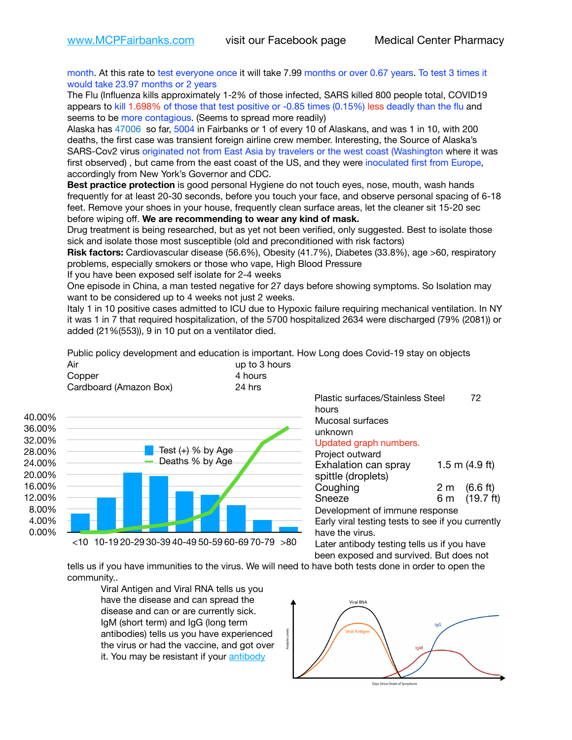month. At this rate to test everyone once it will take 7.99 months or over 0.67 years. To test 3 times it would take 23.97 months or 2 years

The Flu (Influenza kills approximately 1-2% of those infected, SARS killed 800 people total, COVID19 appears to kill 1.698% of those that test positive or -0.85 times (0.15%) less deadly than the flu and seems to be more contagious. (Seems to spread more readily)

Alaska has 47006 so far, 5004 in Fairbanks or 1 of every 10 of Alaskans, and was 1 in 10, with 200 deaths, the first case was transient foreign airline crew member. Interesting, the Source of Alaska's SARS-Cov2 virus originated not from East Asia by travelers or the west coast (Washington where it was first observed) , but came from the east coast of the US, and they were inoculated first from Europe, accordingly from New York's Governor and CDC.

**Best practice protection** is good personal Hygiene do not touch eyes, nose, mouth, wash hands frequently for at least 20-30 seconds, before you touch your face, and observe personal spacing of 6-18 feet. Remove your shoes in your house, frequently clean surface areas, let the cleaner sit 15-20 sec before wiping off. **We are recommending to wear any kind of mask.**

Drug treatment is being researched, but as yet not been verified, only suggested. Best to isolate those sick and isolate those most susceptible (old and preconditioned with risk factors)

**Risk factors:** Cardiovascular disease (56.6%), Obesity (41.7%), Diabetes (33.8%), age >60, respiratory problems, especially smokers or those who vape, High Blood Pressure

If you have been exposed self isolate for 2-4 weeks

One episode in China, a man tested negative for 27 days before showing symptoms. So Isolation may want to be considered up to 4 weeks not just 2 weeks.

Italy 1 in 10 positive cases admitted to ICU due to Hypoxic failure requiring mechanical ventilation. In NY it was 1 in 7 that required hospitalization, of the 5700 hospitalized 2634 were discharged (79% (2081)) or added (21%(553)), 9 in 10 put on a ventilator died.

Public policy development and education is important. How Long does Covid-19 stay on objects

| | |
|---|---|
| Air | up to 3 hours |
| Copper | 4 hours |
| Cardboard (Amazon Box) | 24 hrs |
| Plastic surfaces/Stainless Steel | 72 hours |
| Mucosal surfaces | unknown |

Updated graph numbers.

Project outward

| | |
|---|---|
| Exhalation can spray spittle (droplets) | 1.5 m (4.9 ft) |
| Coughing | 2 m (6.6 ft) |
| Sneeze | 6 m (19.7 ft) |

Development of immune response

Early viral testing tests to see if you currently have the virus.

Later antibody testing tells us if you have been exposed and survived. But does not tells us if you have immunities to the virus. We will need to have both tests done in order to open the community..

Viral Antigen and Viral RNA tells us you have the disease and can spread the disease and can or are currently sick. IgM (short term) and IgG (long term antibodies) tells us you have experienced the virus or had the vaccine, and got over it. You may be resistant if your antibody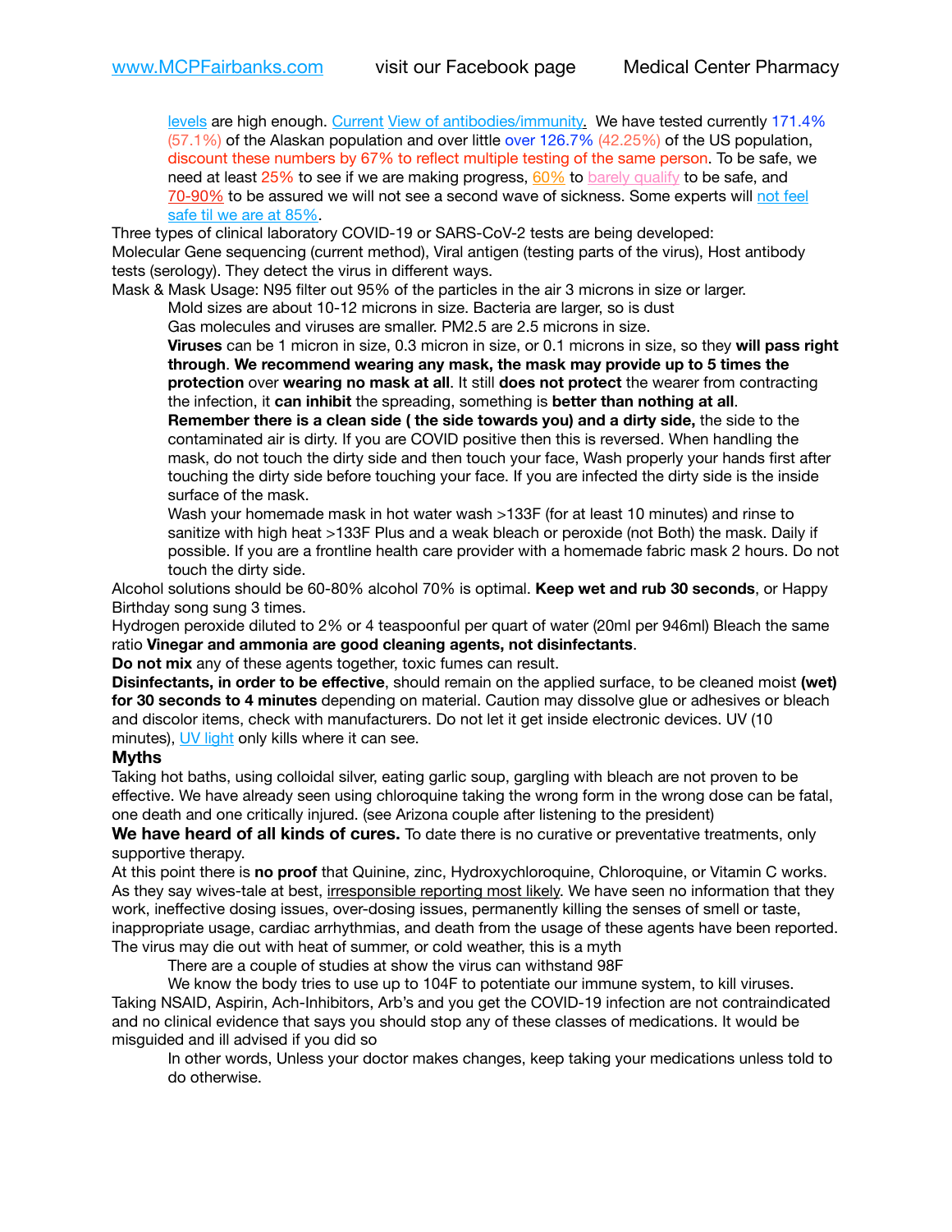levels are high enough. Current View of antibodies/immunity. We have tested currently 171.4% (57.1%) of the Alaskan population and over little over 126.7% (42.25%) of the US population, discount these numbers by 67% to reflect multiple testing of the same person. To be safe, we need at least 25% to see if we are making progress, 60% to barely qualify to be safe, and 70-90% to be assured we will not see a second wave of sickness. Some experts will not feel safe til we are at 85%.

Three types of clinical laboratory COVID-19 or SARS-CoV-2 tests are being developed:
Molecular Gene sequencing (current method), Viral antigen (testing parts of the virus), Host antibody tests (serology). They detect the virus in different ways.

Mask & Mask Usage: N95 filter out 95% of the particles in the air 3 microns in size or larger.

Mold sizes are about 10-12 microns in size. Bacteria are larger, so is dust

Gas molecules and viruses are smaller. PM2.5 are 2.5 microns in size.

**Viruses** can be 1 micron in size, 0.3 micron in size, or 0.1 microns in size, so they **will pass right through**. **We recommend wearing any mask, the mask may provide up to 5 times the protection** over **wearing no mask at all**. It still **does not protect** the wearer from contracting the infection, it **can inhibit** the spreading, something is **better than nothing at all**.

**Remember there is a clean side ( the side towards you) and a dirty side,** the side to the contaminated air is dirty. If you are COVID positive then this is reversed. When handling the mask, do not touch the dirty side and then touch your face, Wash properly your hands first after touching the dirty side before touching your face. If you are infected the dirty side is the inside surface of the mask.

Wash your homemade mask in hot water wash >133F (for at least 10 minutes) and rinse to sanitize with high heat >133F Plus and a weak bleach or peroxide (not Both) the mask. Daily if possible. If you are a frontline health care provider with a homemade fabric mask 2 hours. Do not touch the dirty side.

Alcohol solutions should be 60-80% alcohol 70% is optimal. **Keep wet and rub 30 seconds**, or Happy Birthday song sung 3 times.

Hydrogen peroxide diluted to 2% or 4 teaspoonful per quart of water (20ml per 946ml) Bleach the same ratio **Vinegar and ammonia are good cleaning agents, not disinfectants**.

**Do not mix** any of these agents together, toxic fumes can result.

**Disinfectants, in order to be effective**, should remain on the applied surface, to be cleaned moist **(wet) for 30 seconds to 4 minutes** depending on material. Caution may dissolve glue or adhesives or bleach and discolor items, check with manufacturers. Do not let it get inside electronic devices. UV (10 minutes), UV light only kills where it can see.

### Myths

Taking hot baths, using colloidal silver, eating garlic soup, gargling with bleach are not proven to be effective. We have already seen using chloroquine taking the wrong form in the wrong dose can be fatal, one death and one critically injured. (see Arizona couple after listening to the president)

**We have heard of all kinds of cures.** To date there is no curative or preventative treatments, only supportive therapy.

At this point there is **no proof** that Quinine, zinc, Hydroxychloroquine, Chloroquine, or Vitamin C works. As they say wives-tale at best, irresponsible reporting most likely. We have seen no information that they work, ineffective dosing issues, over-dosing issues, permanently killing the senses of smell or taste, inappropriate usage, cardiac arrhythmias, and death from the usage of these agents have been reported.

The virus may die out with heat of summer, or cold weather, this is a myth

There are a couple of studies at show the virus can withstand 98F

We know the body tries to use up to 104F to potentiate our immune system, to kill viruses.

Taking NSAID, Aspirin, Ach-Inhibitors, Arb's and you get the COVID-19 infection are not contraindicated and no clinical evidence that says you should stop any of these classes of medications. It would be misguided and ill advised if you did so

In other words, Unless your doctor makes changes, keep taking your medications unless told to do otherwise.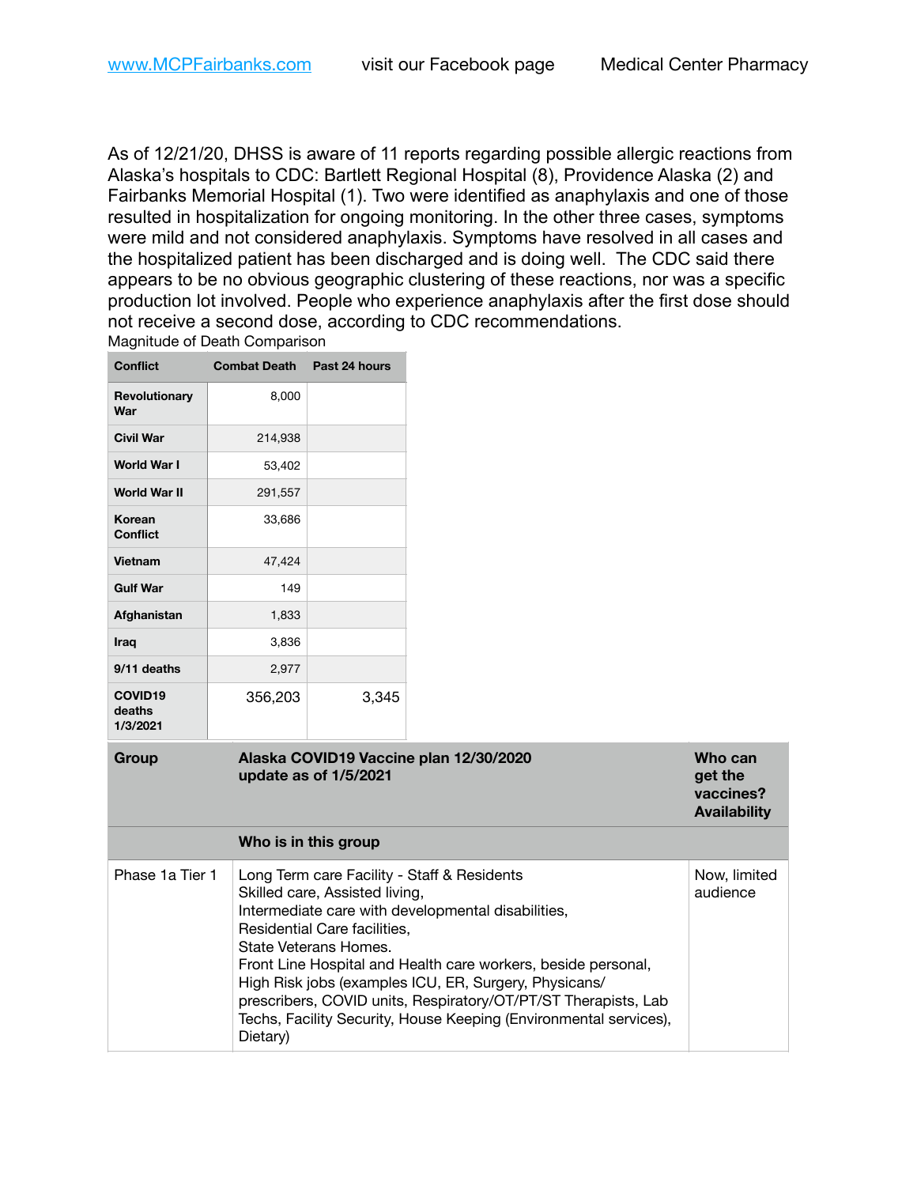As of 12/21/20, DHSS is aware of 11 reports regarding possible allergic reactions from Alaska's hospitals to CDC: Bartlett Regional Hospital (8), Providence Alaska (2) and Fairbanks Memorial Hospital (1). Two were identified as anaphylaxis and one of those resulted in hospitalization for ongoing monitoring. In the other three cases, symptoms were mild and not considered anaphylaxis. Symptoms have resolved in all cases and the hospitalized patient has been discharged and is doing well. The CDC said there appears to be no obvious geographic clustering of these reactions, nor was a specific production lot involved. People who experience anaphylaxis after the first dose should not receive a second dose, according to CDC recommendations.

Magnitude of Death Comparison

| Conflict | Combat Death | Past 24 hours |
|---|---|---|
| Revolutionary War | 8,000 | |
| Civil War | 214,938 | |
| World War I | 53,402 | |
| World War II | 291,557 | |
| Korean Conflict | 33,686 | |
| Vietnam | 47,424 | |
| Gulf War | 149 | |
| Afghanistan | 1,833 | |
| Iraq | 3,836 | |
| 9/11 deaths | 2,977 | |
| COVID19 deaths 1/3/2021 | 356,203 | 3,345 |

| Group | Alaska COVID19 Vaccine plan 12/30/2020 update as of 1/5/2021 | Who can get the vaccines? Availability |
|---|---|---|
| | **Who is in this group** | |
| Phase 1a Tier 1 | Long Term care Facility - Staff & Residents<br>Skilled care, Assisted living,<br>Intermediate care with developmental disabilities,<br>Residential Care facilities,<br>State Veterans Homes.<br>Front Line Hospital and Health care workers, beside personal, High Risk jobs (examples ICU, ER, Surgery, Physicans/prescribers, COVID units, Respiratory/OT/PT/ST Therapists, Lab Techs, Facility Security, House Keeping (Environmental services), Dietary) | Now, limited audience |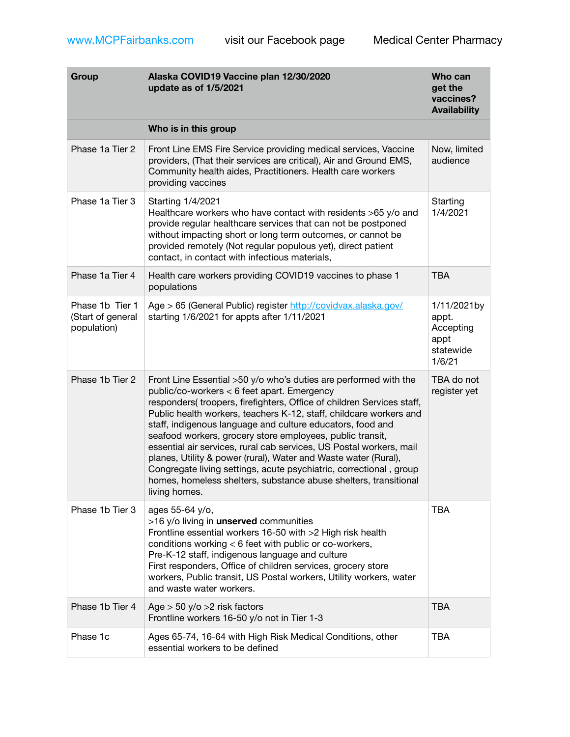[www.MCPFairbanks.com](http://www.MCPFairbanks.com) visit our Facebook page Medical Center Pharmacy

| Group | Alaska COVID19 Vaccine plan 12/30/2020 update as of 1/5/2021 | Who can get the vaccines? Availability |
|---|---|---|
| | **Who is in this group** | |
| Phase 1a Tier 2 | Front Line EMS Fire Service providing medical services, Vaccine providers, (That their services are critical), Air and Ground EMS, Community health aides, Practitioners. Health care workers providing vaccines | Now, limited audience |
| Phase 1a Tier 3 | Starting 1/4/2021<br>Healthcare workers who have contact with residents >65 y/o and provide regular healthcare services that can not be postponed without impacting short or long term outcomes, or cannot be provided remotely (Not regular populous yet), direct patient contact, in contact with infectious materials, | Starting 1/4/2021 |
| Phase 1a Tier 4 | Health care workers providing COVID19 vaccines to phase 1 populations | TBA |
| Phase 1b Tier 1 (Start of general population) | Age > 65 (General Public) register [http://covidvax.alaska.gov/](http://covidvax.alaska.gov/) starting 1/6/2021 for appts after 1/11/2021 | 1/11/2021by appt. Accepting appt statewide 1/6/21 |
| Phase 1b Tier 2 | Front Line Essential >50 y/o who's duties are performed with the public/co-workers < 6 feet apart. Emergency responders( troopers, firefighters, Office of children Services staff, Public health workers, teachers K-12, staff, childcare workers and staff, indigenous language and culture educators, food and seafood workers, grocery store employees, public transit, essential air services, rural cab services, US Postal workers, mail planes, Utility & power (rural), Water and Waste water (Rural), Congregate living settings, acute psychiatric, correctional , group homes, homeless shelters, substance abuse shelters, transitional living homes. | TBA do not register yet |
| Phase 1b Tier 3 | ages 55-64 y/o,<br>>16 y/o living in **unserved** communities<br>Frontline essential workers 16-50 with >2 High risk health conditions working < 6 feet with public or co-workers,<br>Pre-K-12 staff, indigenous language and culture<br>First responders, Office of children services, grocery store workers, Public transit, US Postal workers, Utility workers, water and waste water workers. | TBA |
| Phase 1b Tier 4 | Age > 50 y/o >2 risk factors<br>Frontline workers 16-50 y/o not in Tier 1-3 | TBA |
| Phase 1c | Ages 65-74, 16-64 with High Risk Medical Conditions, other essential workers to be defined | TBA |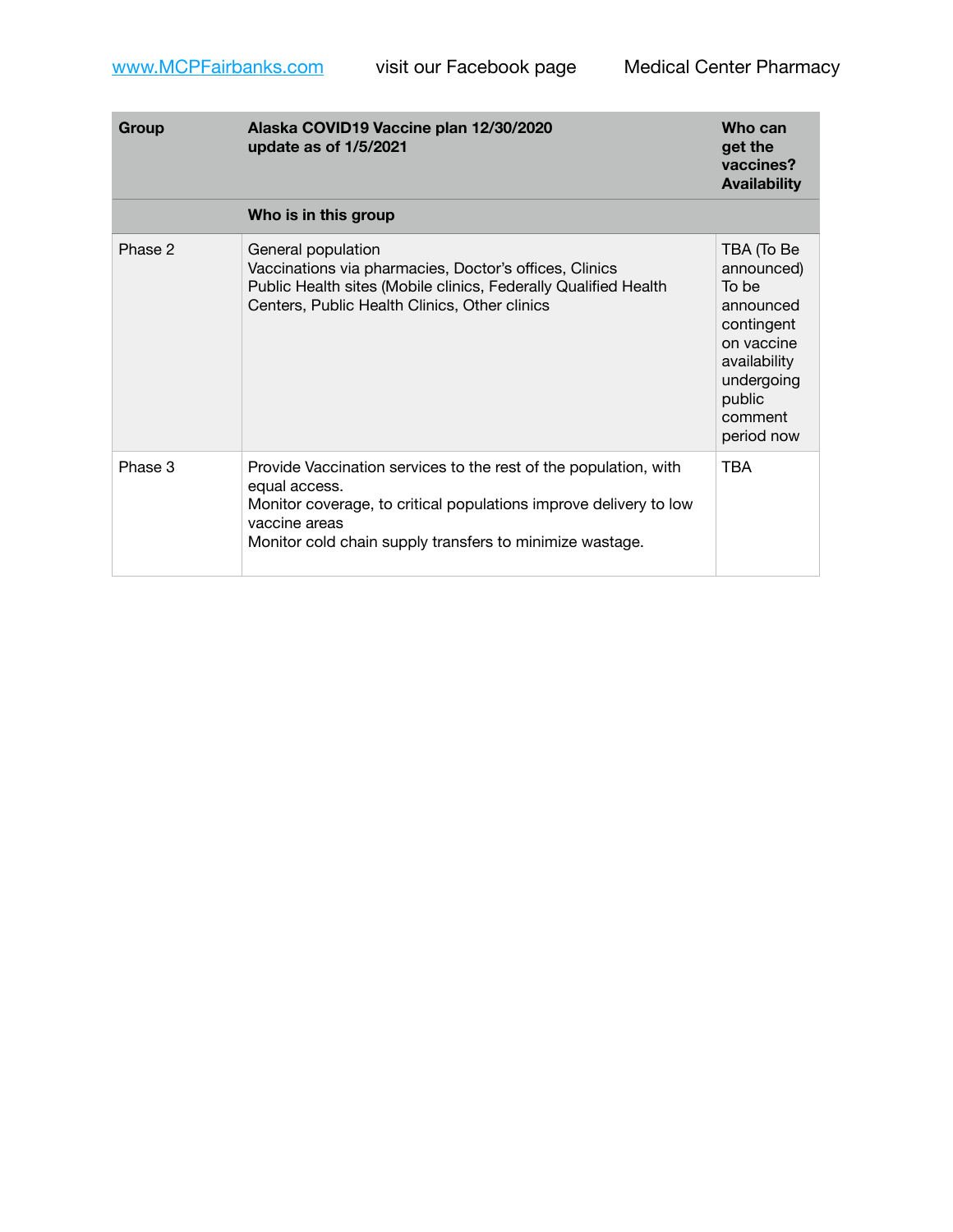| Group | Alaska COVID19 Vaccine plan 12/30/2020<br>update as of 1/5/2021 | Who can get the vaccines? Availability |
|---|---|---|
| | **Who is in this group** | |
| Phase 2 | General population<br>Vaccinations via pharmacies, Doctor's offices, Clinics<br>Public Health sites (Mobile clinics, Federally Qualified Health Centers, Public Health Clinics, Other clinics | TBA (To Be announced) To be announced contingent on vaccine availability undergoing public comment period now |
| Phase 3 | Provide Vaccination services to the rest of the population, with equal access.<br>Monitor coverage, to critical populations improve delivery to low vaccine areas<br>Monitor cold chain supply transfers to minimize wastage. | TBA |